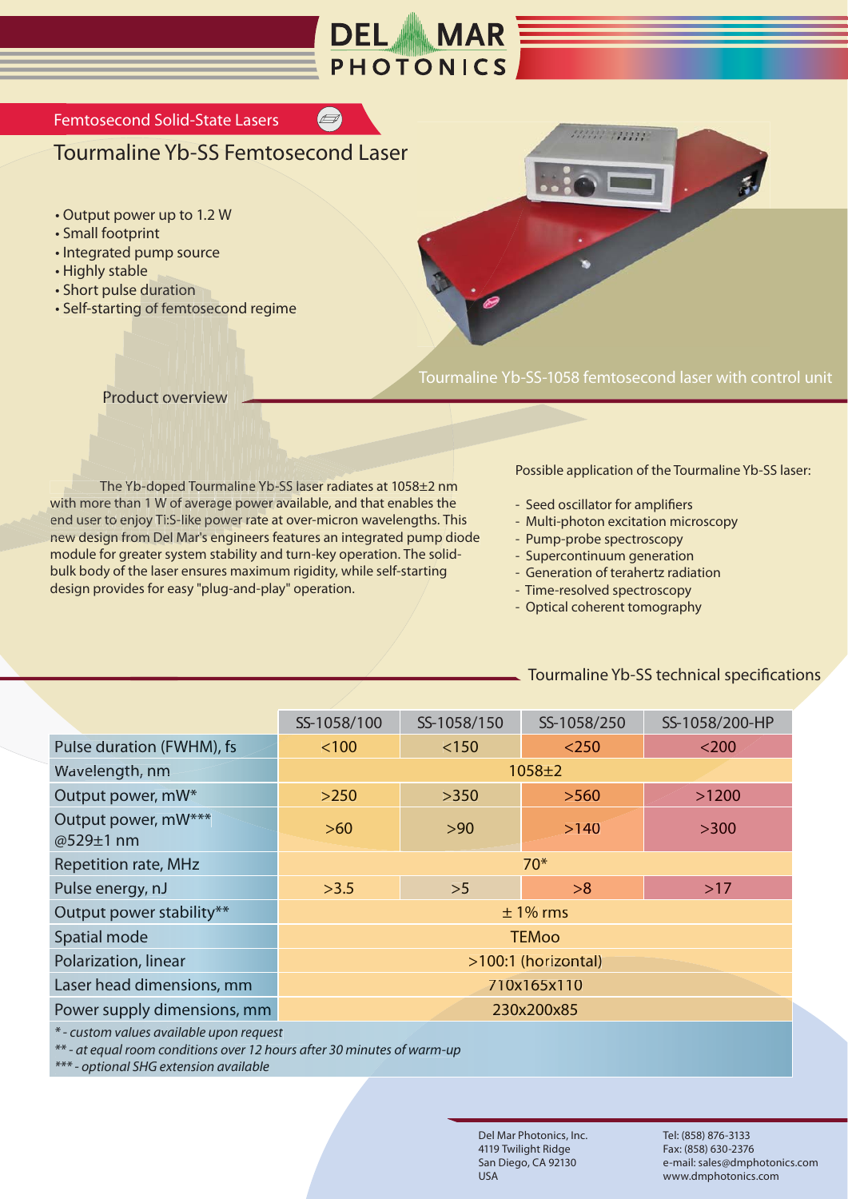# DEL MAR PHOTONICS

Femtosecond Solid-State Lasers

## Tourmaline Yb-SS Femtosecond Laser

- Output power up to 1.2 W
- Small footprint
- Integrated pump source
- Highly stable
- Short pulse duration
- Self-starting of femtosecond regime

Tourmaline Yb-SS-1058 femtosecond laser with control unit

### Product overview

The Yb-doped Tourmaline Yb-SS laser radiates at 1058±2 nm with more than 1 W of average power available, and that enables the end user to enjoy Ti:S-like power rate at over-micron wavelengths. This new design from Del Mar's engineers features an integrated pump diode module for greater system stability and turn-key operation. The solid-bulk body of the laser ensures maximum rigidity, while self-starting design provides for easy "plug-and-play" operation.

Possible application of the Tourmaline Yb-SS laser:

- Seed oscillator for amplifiers
- Multi-photon excitation microscopy
- Pump-probe spectroscopy
- Supercontinuum generation
- Generation of terahertz radiation
- Time-resolved spectroscopy
- Optical coherent tomography

### Tourmaline Yb-SS technical specifications

| | SS-1058/100 | SS-1058/150 | SS-1058/250 | SS-1058/200-HP |
|---|---|---|---|---|
| Pulse duration (FWHM), fs | <100 | <150 | <250 | <200 |
| Wavelength, nm | 1058±2 | | | |
| Output power, mW* | >250 | >350 | >560 | >1200 |
| Output power, mW*** @529±1 nm | >60 | >90 | >140 | >300 |
| Repetition rate, MHz | 70* | | | |
| Pulse energy, nJ | >3.5 | >5 | >8 | >17 |
| Output power stability** | ± 1% rms | | | |
| Spatial mode | TEMoo | | | |
| Polarization, linear | >100:1 (horizontal) | | | |
| Laser head dimensions, mm | 710x165x110 | | | |
| Power supply dimensions, mm | 230x200x85 | | | |

*\* - custom values available upon request*
*\*\* - at equal room conditions over 12 hours after 30 minutes of warm-up*
*\*\*\* - optional SHG extension available*

Del Mar Photonics, Inc.
4119 Twilight Ridge
San Diego, CA 92130
USA

Tel: (858) 876-3133
Fax: (858) 630-2376
e-mail: sales@dmphotonics.com
www.dmphotonics.com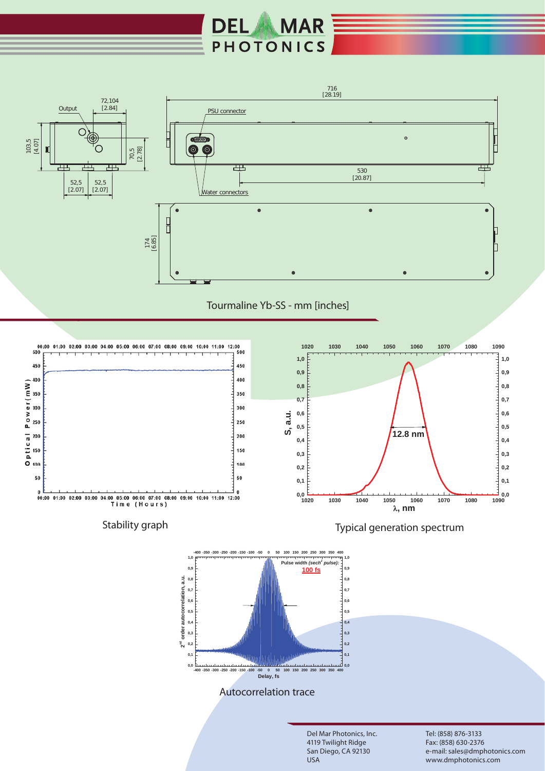Output

72,104
[2.84]

103,5
[4.07]

70,5
[2.78]

52,5
[2.07]

52,5
[2.07]

716
[28.19]

PSU connector

530
[20.87]

Water connectors

174
[6.85]

Tourmaline Yb-SS - mm [inches]

00:00 01:00 02:00 03:00 04:00 05:00 06:00 07:00 08:00 09:00 10:00 11:00 12:00

Optical Power (mW)

0 50 100 150 200 250 300 350 400 450 500

Time (Hours)

Stability graph

1020 1030 1040 1050 1060 1070 1080 1090

S, a.u.

0,0 0,1 0,2 0,3 0,4 0,5 0,6 0,7 0,8 0,9 1,0

12.8 nm

λ, nm

Typical generation spectrum

-400 -350 -300 -250 -200 -150 -100 -50 0 50 100 150 200 250 300 350 400

$2^{nd}$ order autocorrelation, a.u.

0,0 0,1 0,2 0,3 0,4 0,5 0,6 0,7 0,8 0,9 1,0

Pulse width *($sech^2$ pulse)*:
100 fs

Delay, fs

Autocorrelation trace

Del Mar Photonics, Inc.
4119 Twilight Ridge
San Diego, CA 92130
USA

Tel: (858) 876-3133
Fax: (858) 630-2376
e-mail: sales@dmphotonics.com
www.dmphotonics.com